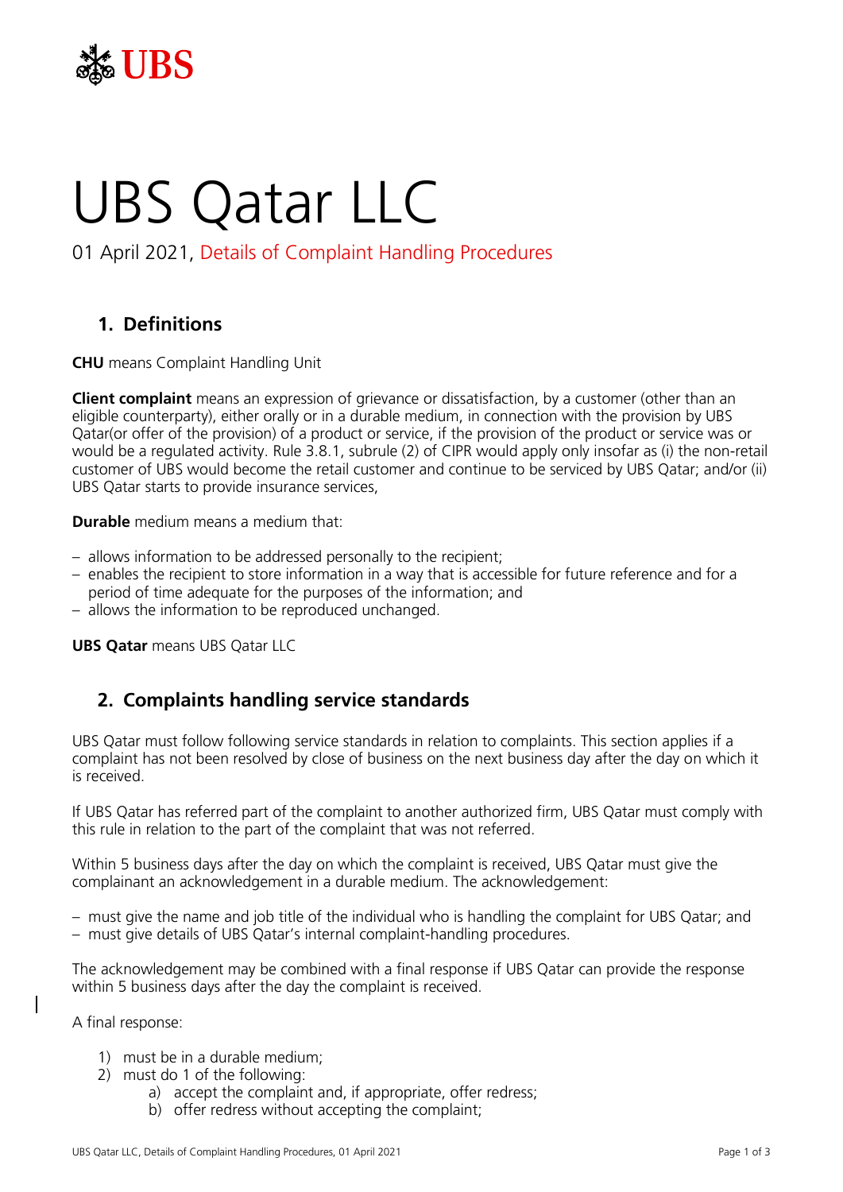# UBS Qatar LLC

01 April 2021, Details of Complaint Handling Procedures

## 1. Definitions

**CHU** means Complaint Handling Unit

**Client complaint** means an expression of grievance or dissatisfaction, by a customer (other than an eligible counterparty), either orally or in a durable medium, in connection with the provision by UBS Qatar(or offer of the provision) of a product or service, if the provision of the product or service was or would be a regulated activity. Rule 3.8.1, subrule (2) of CIPR would apply only insofar as (i) the non-retail customer of UBS would become the retail customer and continue to be serviced by UBS Qatar; and/or (ii) UBS Qatar starts to provide insurance services,

**Durable** medium means a medium that:

- allows information to be addressed personally to the recipient;
- enables the recipient to store information in a way that is accessible for future reference and for a period of time adequate for the purposes of the information; and
- allows the information to be reproduced unchanged.

**UBS Qatar** means UBS Qatar LLC

## 2. Complaints handling service standards

UBS Qatar must follow following service standards in relation to complaints. This section applies if a complaint has not been resolved by close of business on the next business day after the day on which it is received.

If UBS Qatar has referred part of the complaint to another authorized firm, UBS Qatar must comply with this rule in relation to the part of the complaint that was not referred.

Within 5 business days after the day on which the complaint is received, UBS Qatar must give the complainant an acknowledgement in a durable medium. The acknowledgement:

- must give the name and job title of the individual who is handling the complaint for UBS Qatar; and
- must give details of UBS Qatar's internal complaint-handling procedures.

The acknowledgement may be combined with a final response if UBS Qatar can provide the response within 5 business days after the day the complaint is received.

A final response:

1) must be in a durable medium;
2) must do 1 of the following:
   a) accept the complaint and, if appropriate, offer redress;
   b) offer redress without accepting the complaint;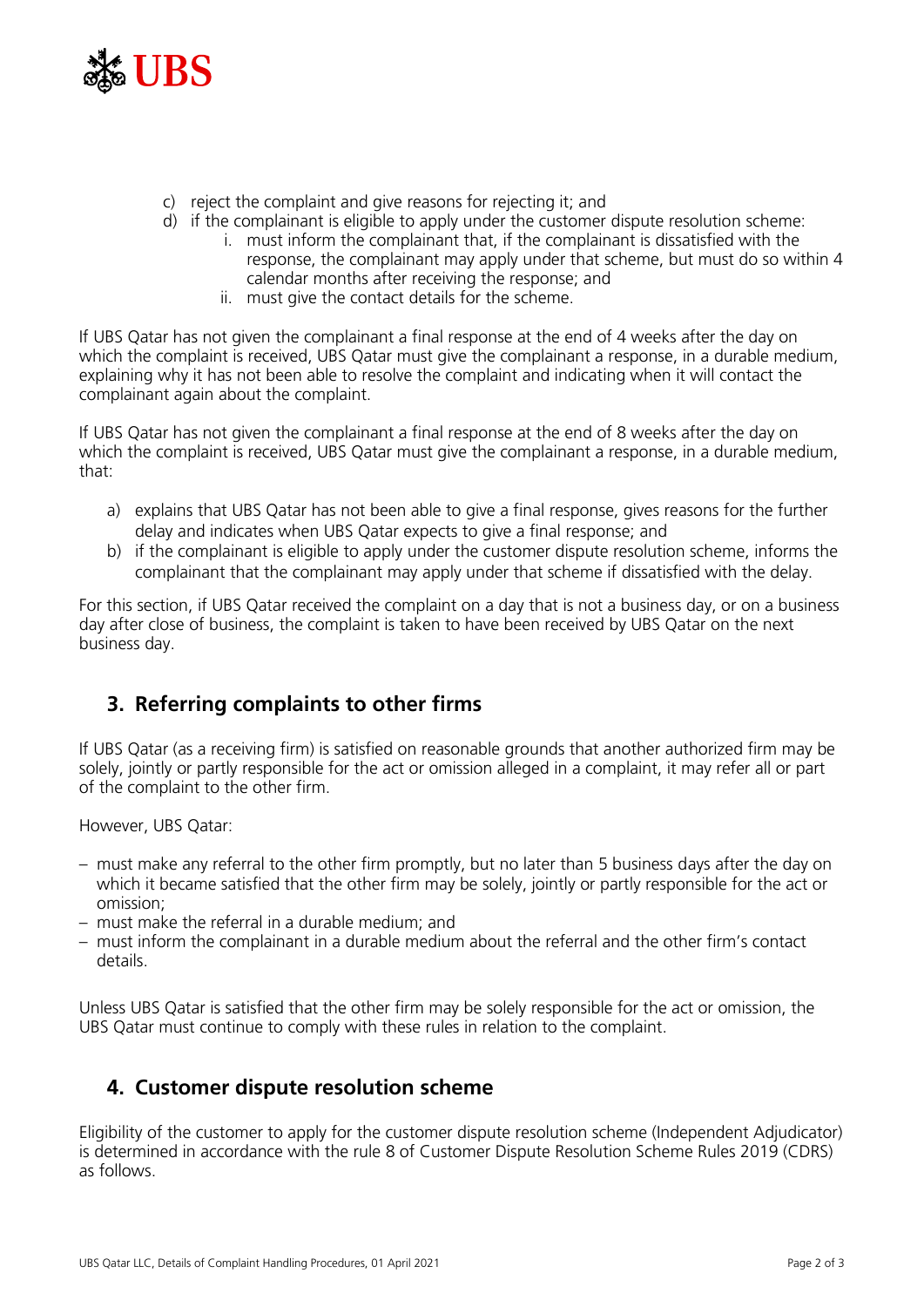c) reject the complaint and give reasons for rejecting it; and
d) if the complainant is eligible to apply under the customer dispute resolution scheme:
    i. must inform the complainant that, if the complainant is dissatisfied with the response, the complainant may apply under that scheme, but must do so within 4 calendar months after receiving the response; and
    ii. must give the contact details for the scheme.

If UBS Qatar has not given the complainant a final response at the end of 4 weeks after the day on which the complaint is received, UBS Qatar must give the complainant a response, in a durable medium, explaining why it has not been able to resolve the complaint and indicating when it will contact the complainant again about the complaint.

If UBS Qatar has not given the complainant a final response at the end of 8 weeks after the day on which the complaint is received, UBS Qatar must give the complainant a response, in a durable medium, that:

a) explains that UBS Qatar has not been able to give a final response, gives reasons for the further delay and indicates when UBS Qatar expects to give a final response; and
b) if the complainant is eligible to apply under the customer dispute resolution scheme, informs the complainant that the complainant may apply under that scheme if dissatisfied with the delay.

For this section, if UBS Qatar received the complaint on a day that is not a business day, or on a business day after close of business, the complaint is taken to have been received by UBS Qatar on the next business day.

## 3. Referring complaints to other firms

If UBS Qatar (as a receiving firm) is satisfied on reasonable grounds that another authorized firm may be solely, jointly or partly responsible for the act or omission alleged in a complaint, it may refer all or part of the complaint to the other firm.

However, UBS Qatar:

- must make any referral to the other firm promptly, but no later than 5 business days after the day on which it became satisfied that the other firm may be solely, jointly or partly responsible for the act or omission;
- must make the referral in a durable medium; and
- must inform the complainant in a durable medium about the referral and the other firm's contact details.

Unless UBS Qatar is satisfied that the other firm may be solely responsible for the act or omission, the UBS Qatar must continue to comply with these rules in relation to the complaint.

## 4. Customer dispute resolution scheme

Eligibility of the customer to apply for the customer dispute resolution scheme (Independent Adjudicator) is determined in accordance with the rule 8 of Customer Dispute Resolution Scheme Rules 2019 (CDRS) as follows.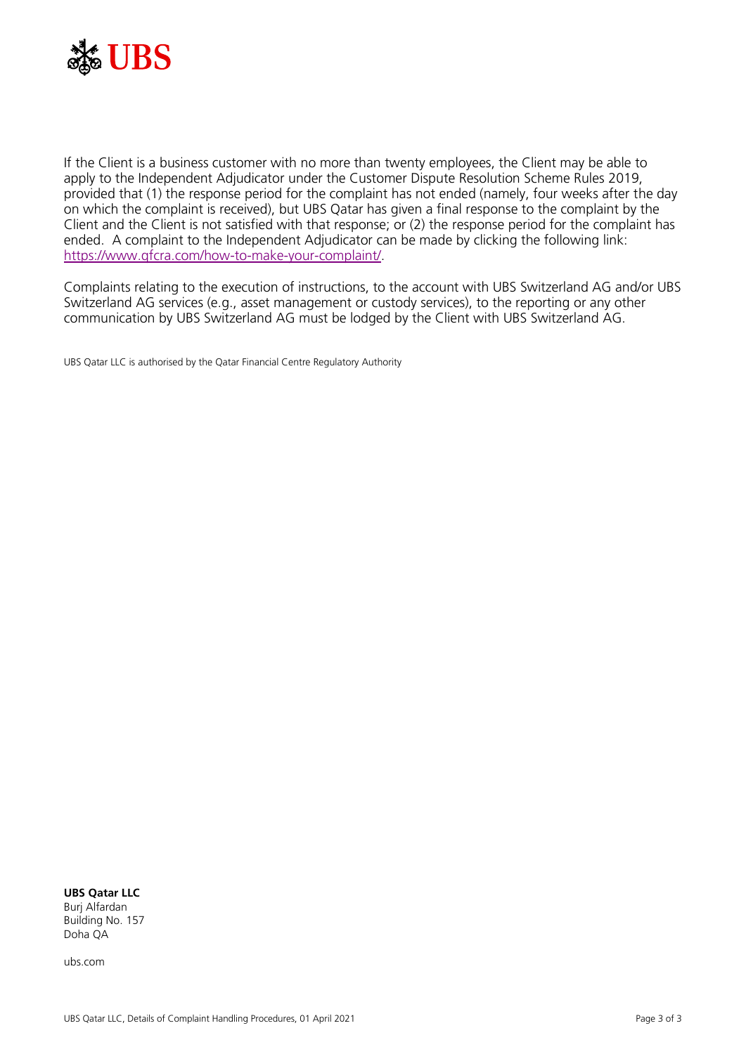If the Client is a business customer with no more than twenty employees, the Client may be able to apply to the Independent Adjudicator under the Customer Dispute Resolution Scheme Rules 2019, provided that (1) the response period for the complaint has not ended (namely, four weeks after the day on which the complaint is received), but UBS Qatar has given a final response to the complaint by the Client and the Client is not satisfied with that response; or (2) the response period for the complaint has ended. A complaint to the Independent Adjudicator can be made by clicking the following link: https://www.qfcra.com/how-to-make-your-complaint/.

Complaints relating to the execution of instructions, to the account with UBS Switzerland AG and/or UBS Switzerland AG services (e.g., asset management or custody services), to the reporting or any other communication by UBS Switzerland AG must be lodged by the Client with UBS Switzerland AG.

UBS Qatar LLC is authorised by the Qatar Financial Centre Regulatory Authority

**UBS Qatar LLC**
Burj Alfardan
Building No. 157
Doha QA

ubs.com